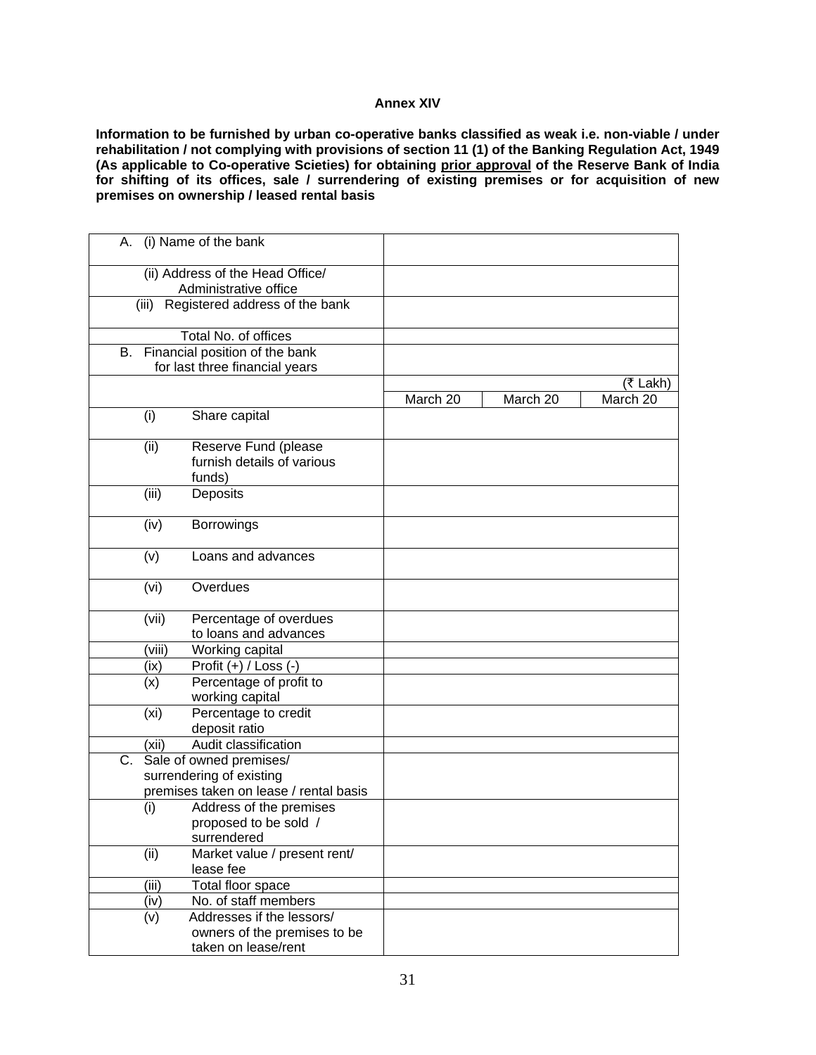**Annex XIV**

**Information to be furnished by urban co-operative banks classified as weak i.e. non-viable / under rehabilitation / not complying with provisions of section 11 (1) of the Banking Regulation Act, 1949 (As applicable to Co-operative Scieties) for obtaining prior approval of the Reserve Bank of India for shifting of its offices, sale / surrendering of existing premises or for acquisition of new premises on ownership / leased rental basis**

| | | | |
|---|---|---|---|
| A. (i) Name of the bank | | | |
| (ii) Address of the Head Office/ Administrative office | | | |
| (iii) Registered address of the bank | | | |
| Total No. of offices | | | |
| B. Financial position of the bank for last three financial years | | | |
| | | | (₹ Lakh) |
| | March 20 | March 20 | March 20 |
| (i) Share capital | | | |
| (ii) Reserve Fund (please furnish details of various funds) | | | |
| (iii) Deposits | | | |
| (iv) Borrowings | | | |
| (v) Loans and advances | | | |
| (vi) Overdues | | | |
| (vii) Percentage of overdues to loans and advances | | | |
| (viii) Working capital | | | |
| (ix) Profit (+) / Loss (-) | | | |
| (x) Percentage of profit to working capital | | | |
| (xi) Percentage to credit deposit ratio | | | |
| (xii) Audit classification | | | |
| C. Sale of owned premises/ surrendering of existing premises taken on lease / rental basis | | | |
| (i) Address of the premises proposed to be sold / surrendered | | | |
| (ii) Market value / present rent/ lease fee | | | |
| (iii) Total floor space | | | |
| (iv) No. of staff members | | | |
| (v) Addresses if the lessors/ owners of the premises to be taken on lease/rent | | | |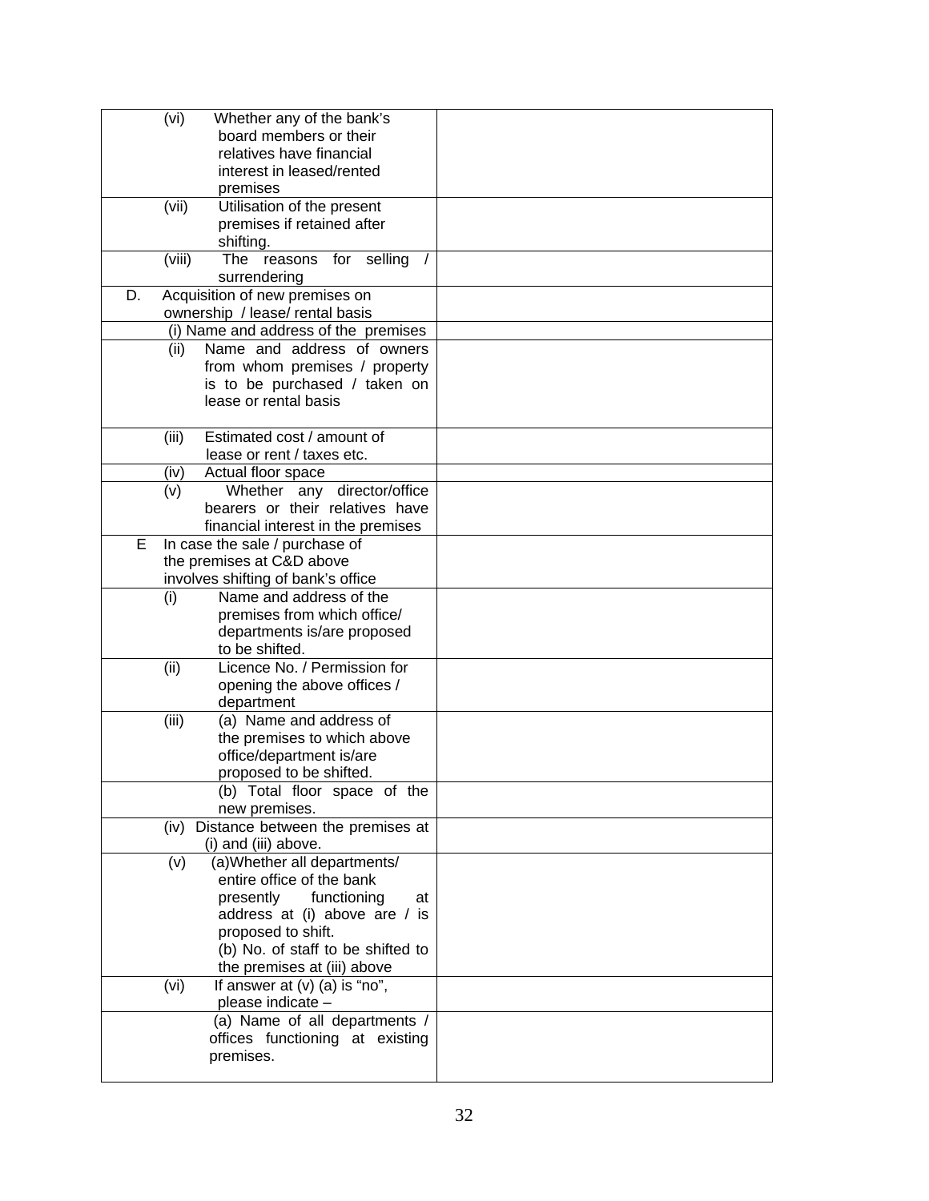| | |
|---|---|
| (vi) Whether any of the bank's board members or their relatives have financial interest in leased/rented premises | |
| (vii) Utilisation of the present premises if retained after shifting. | |
| (viii) The reasons for selling / surrendering | |
| D. Acquisition of new premises on ownership / lease/ rental basis | |
| (i) Name and address of the premises | |
| (ii) Name and address of owners from whom premises / property is to be purchased / taken on lease or rental basis | |
| (iii) Estimated cost / amount of lease or rent / taxes etc. | |
| (iv) Actual floor space | |
| (v) Whether any director/office bearers or their relatives have financial interest in the premises | |
| E In case the sale / purchase of the premises at C&D above involves shifting of bank's office | |
| (i) Name and address of the premises from which office/ departments is/are proposed to be shifted. | |
| (ii) Licence No. / Permission for opening the above offices / department | |
| (iii) (a) Name and address of the premises to which above office/department is/are proposed to be shifted. | |
| (b) Total floor space of the new premises. | |
| (iv) Distance between the premises at (i) and (iii) above. | |
| (v) (a)Whether all departments/ entire office of the bank presently functioning at address at (i) above are / is proposed to shift.<br>(b) No. of staff to be shifted to the premises at (iii) above | |
| (vi) If answer at (v) (a) is "no", please indicate – | |
| (a) Name of all departments / offices functioning at existing premises. | |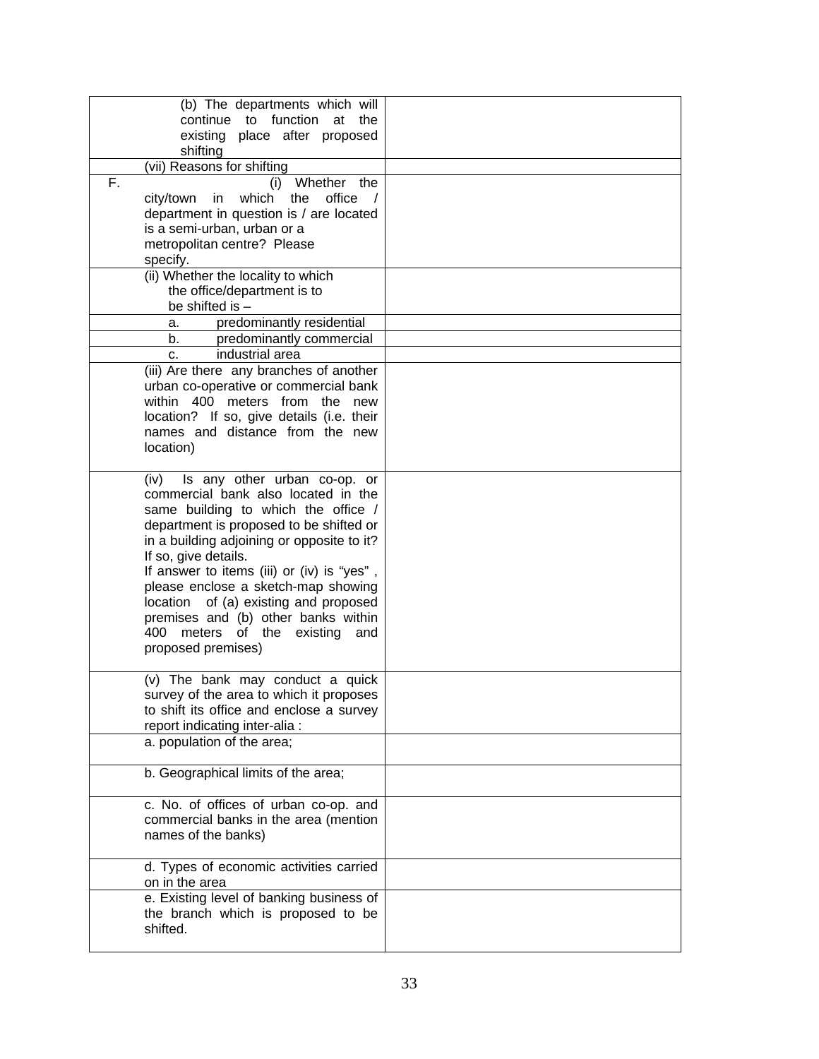|  |  |
|---|---|
| (b) The departments which will continue to function at the existing place after proposed shifting |  |
| (vii) Reasons for shifting |  |
| F. (i) Whether the city/town in which the office / department in question is / are located is a semi-urban, urban or a metropolitan centre? Please specify. |  |
| (ii) Whether the locality to which the office/department is to be shifted is – |  |
| a. predominantly residential |  |
| b. predominantly commercial |  |
| c. industrial area |  |
| (iii) Are there any branches of another urban co-operative or commercial bank within 400 meters from the new location? If so, give details (i.e. their names and distance from the new location) |  |
| (iv) Is any other urban co-op. or commercial bank also located in the same building to which the office / department is proposed to be shifted or in a building adjoining or opposite to it? If so, give details. If answer to items (iii) or (iv) is "yes" , please enclose a sketch-map showing location of (a) existing and proposed premises and (b) other banks within 400 meters of the existing and proposed premises) |  |
| (v) The bank may conduct a quick survey of the area to which it proposes to shift its office and enclose a survey report indicating inter-alia : |  |
| a. population of the area; |  |
| b. Geographical limits of the area; |  |
| c. No. of offices of urban co-op. and commercial banks in the area (mention names of the banks) |  |
| d. Types of economic activities carried on in the area |  |
| e. Existing level of banking business of the branch which is proposed to be shifted. |  |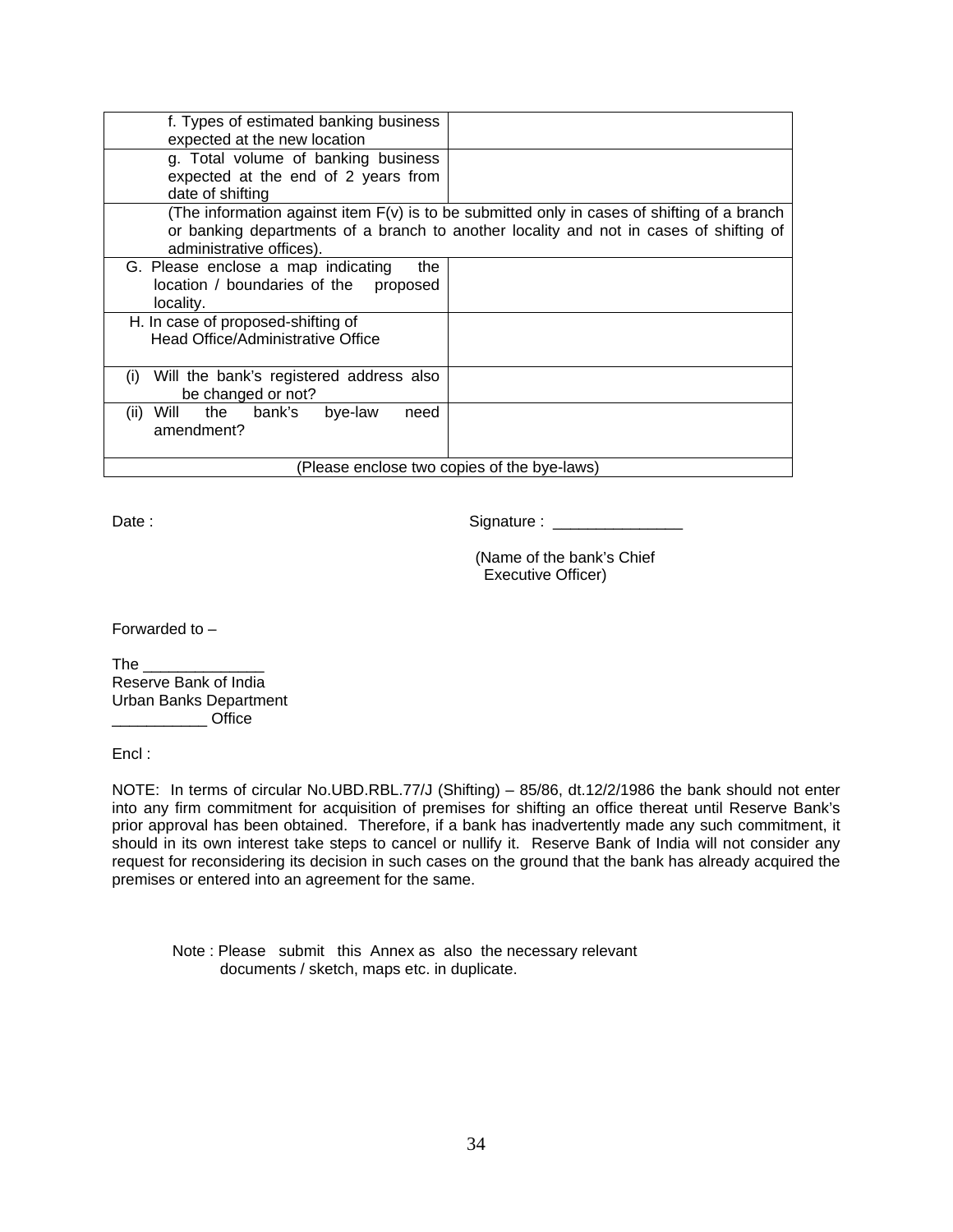| | |
|---|---|
| f. Types of estimated banking business expected at the new location | |
| g. Total volume of banking business expected at the end of 2 years from date of shifting | |
| (The information against item F(v) is to be submitted only in cases of shifting of a branch or banking departments of a branch to another locality and not in cases of shifting of administrative offices). | |
| G. Please enclose a map indicating the location / boundaries of the proposed locality. | |
| H. In case of proposed-shifting of Head Office/Administrative Office | |
| (i) Will the bank's registered address also be changed or not? | |
| (ii) Will the bank's bye-law need amendment? | |
| (Please enclose two copies of the bye-laws) | |

Date :

Signature : _______________

(Name of the bank's Chief Executive Officer)

Forwarded to –

The ______________
Reserve Bank of India
Urban Banks Department
___________ Office

Encl :

NOTE: In terms of circular No.UBD.RBL.77/J (Shifting) – 85/86, dt.12/2/1986 the bank should not enter into any firm commitment for acquisition of premises for shifting an office thereat until Reserve Bank's prior approval has been obtained. Therefore, if a bank has inadvertently made any such commitment, it should in its own interest take steps to cancel or nullify it. Reserve Bank of India will not consider any request for reconsidering its decision in such cases on the ground that the bank has already acquired the premises or entered into an agreement for the same.

Note : Please submit this Annex as also the necessary relevant documents / sketch, maps etc. in duplicate.